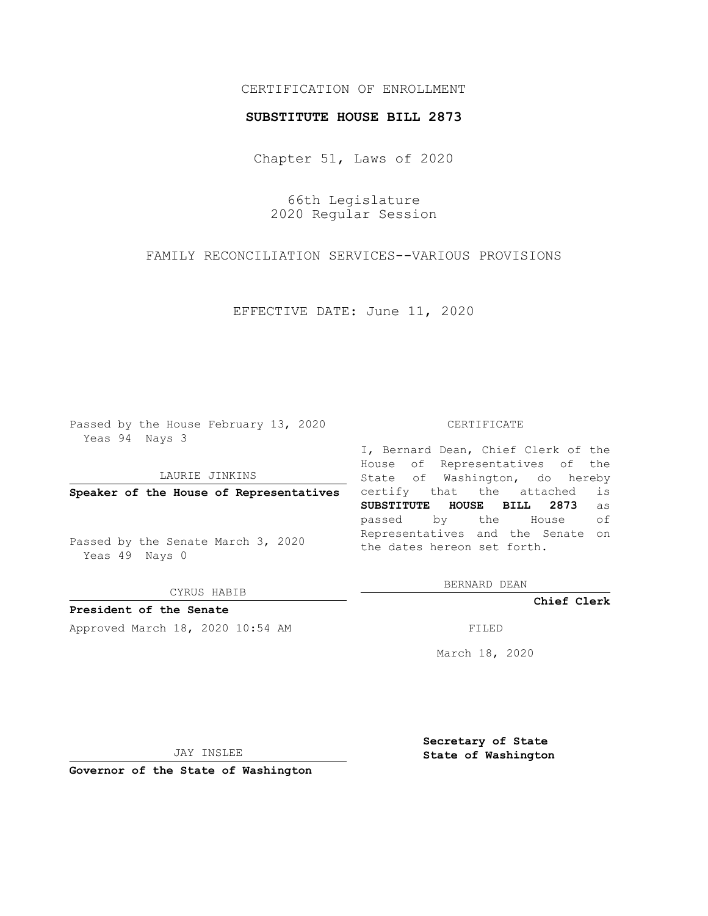CERTIFICATION OF ENROLLMENT

**SUBSTITUTE HOUSE BILL 2873**

Chapter 51, Laws of 2020

66th Legislature
2020 Regular Session

FAMILY RECONCILIATION SERVICES--VARIOUS PROVISIONS

EFFECTIVE DATE: June 11, 2020

Passed by the House February 13, 2020
Yeas 94 Nays 3

LAURIE JINKINS

**Speaker of the House of Representatives**

Passed by the Senate March 3, 2020
Yeas 49 Nays 0

CYRUS HABIB

**President of the Senate**

Approved March 18, 2020 10:54 AM

JAY INSLEE

**Governor of the State of Washington**

CERTIFICATE

I, Bernard Dean, Chief Clerk of the House of Representatives of the State of Washington, do hereby certify that the attached is **SUBSTITUTE HOUSE BILL 2873** as passed by the House of Representatives and the Senate on the dates hereon set forth.

BERNARD DEAN

**Chief Clerk**

FILED

March 18, 2020

**Secretary of State**
**State of Washington**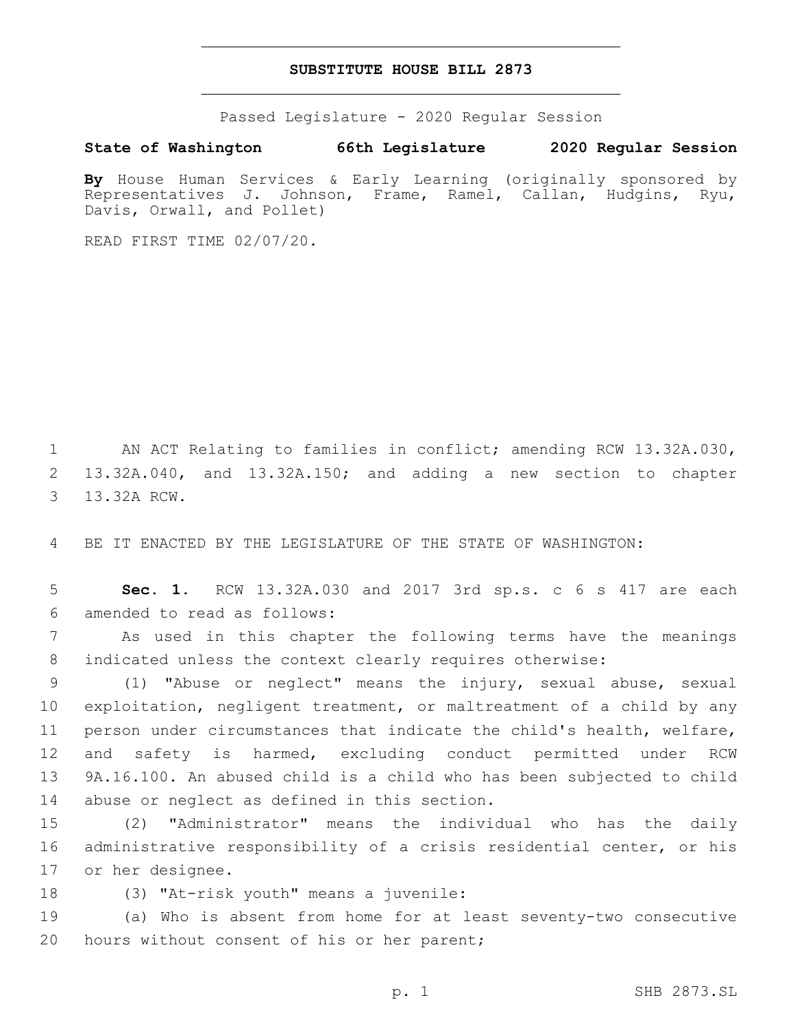**SUBSTITUTE HOUSE BILL 2873**

Passed Legislature - 2020 Regular Session

**State of Washington 66th Legislature 2020 Regular Session**

**By** House Human Services & Early Learning (originally sponsored by Representatives J. Johnson, Frame, Ramel, Callan, Hudgins, Ryu, Davis, Orwall, and Pollet)

READ FIRST TIME 02/07/20.

1 AN ACT Relating to families in conflict; amending RCW 13.32A.030, 2 13.32A.040, and 13.32A.150; and adding a new section to chapter 3 13.32A RCW.

4 BE IT ENACTED BY THE LEGISLATURE OF THE STATE OF WASHINGTON:

5 **Sec. 1.** RCW 13.32A.030 and 2017 3rd sp.s. c 6 s 417 are each 6 amended to read as follows:

7 As used in this chapter the following terms have the meanings 8 indicated unless the context clearly requires otherwise:

9 (1) "Abuse or neglect" means the injury, sexual abuse, sexual 10 exploitation, negligent treatment, or maltreatment of a child by any 11 person under circumstances that indicate the child's health, welfare, 12 and safety is harmed, excluding conduct permitted under RCW 13 9A.16.100. An abused child is a child who has been subjected to child 14 abuse or neglect as defined in this section.

15 (2) "Administrator" means the individual who has the daily 16 administrative responsibility of a crisis residential center, or his 17 or her designee.

18 (3) "At-risk youth" means a juvenile:

19 (a) Who is absent from home for at least seventy-two consecutive 20 hours without consent of his or her parent;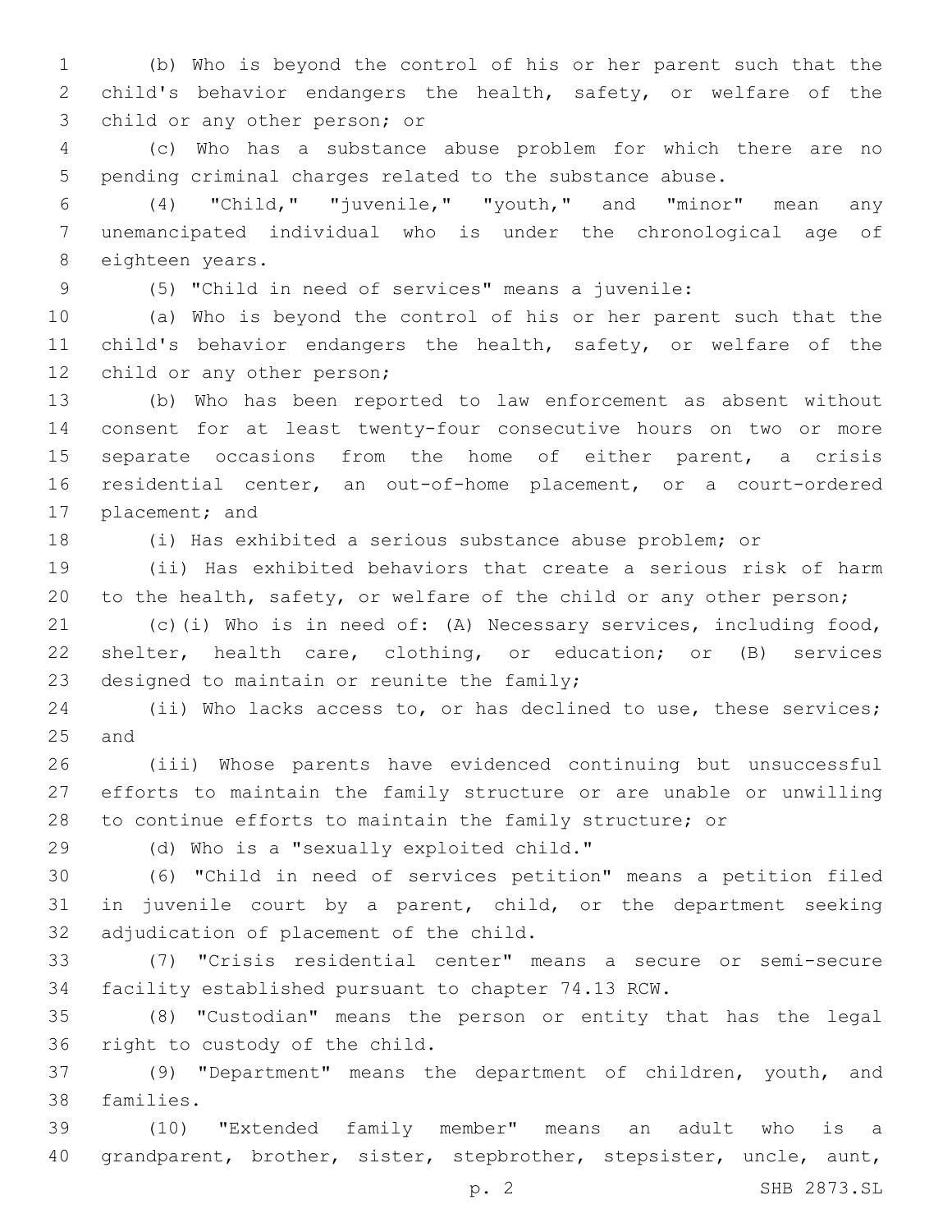(b) Who is beyond the control of his or her parent such that the child's behavior endangers the health, safety, or welfare of the child or any other person; or

(c) Who has a substance abuse problem for which there are no pending criminal charges related to the substance abuse.

(4) "Child," "juvenile," "youth," and "minor" mean any unemancipated individual who is under the chronological age of eighteen years.

(5) "Child in need of services" means a juvenile:

(a) Who is beyond the control of his or her parent such that the child's behavior endangers the health, safety, or welfare of the child or any other person;

(b) Who has been reported to law enforcement as absent without consent for at least twenty-four consecutive hours on two or more separate occasions from the home of either parent, a crisis residential center, an out-of-home placement, or a court-ordered placement; and

(i) Has exhibited a serious substance abuse problem; or

(ii) Has exhibited behaviors that create a serious risk of harm to the health, safety, or welfare of the child or any other person;

(c)(i) Who is in need of: (A) Necessary services, including food, shelter, health care, clothing, or education; or (B) services designed to maintain or reunite the family;

(ii) Who lacks access to, or has declined to use, these services; and

(iii) Whose parents have evidenced continuing but unsuccessful efforts to maintain the family structure or are unable or unwilling to continue efforts to maintain the family structure; or

(d) Who is a "sexually exploited child."

(6) "Child in need of services petition" means a petition filed in juvenile court by a parent, child, or the department seeking adjudication of placement of the child.

(7) "Crisis residential center" means a secure or semi-secure facility established pursuant to chapter 74.13 RCW.

(8) "Custodian" means the person or entity that has the legal right to custody of the child.

(9) "Department" means the department of children, youth, and families.

(10) "Extended family member" means an adult who is a grandparent, brother, sister, stepbrother, stepsister, uncle, aunt,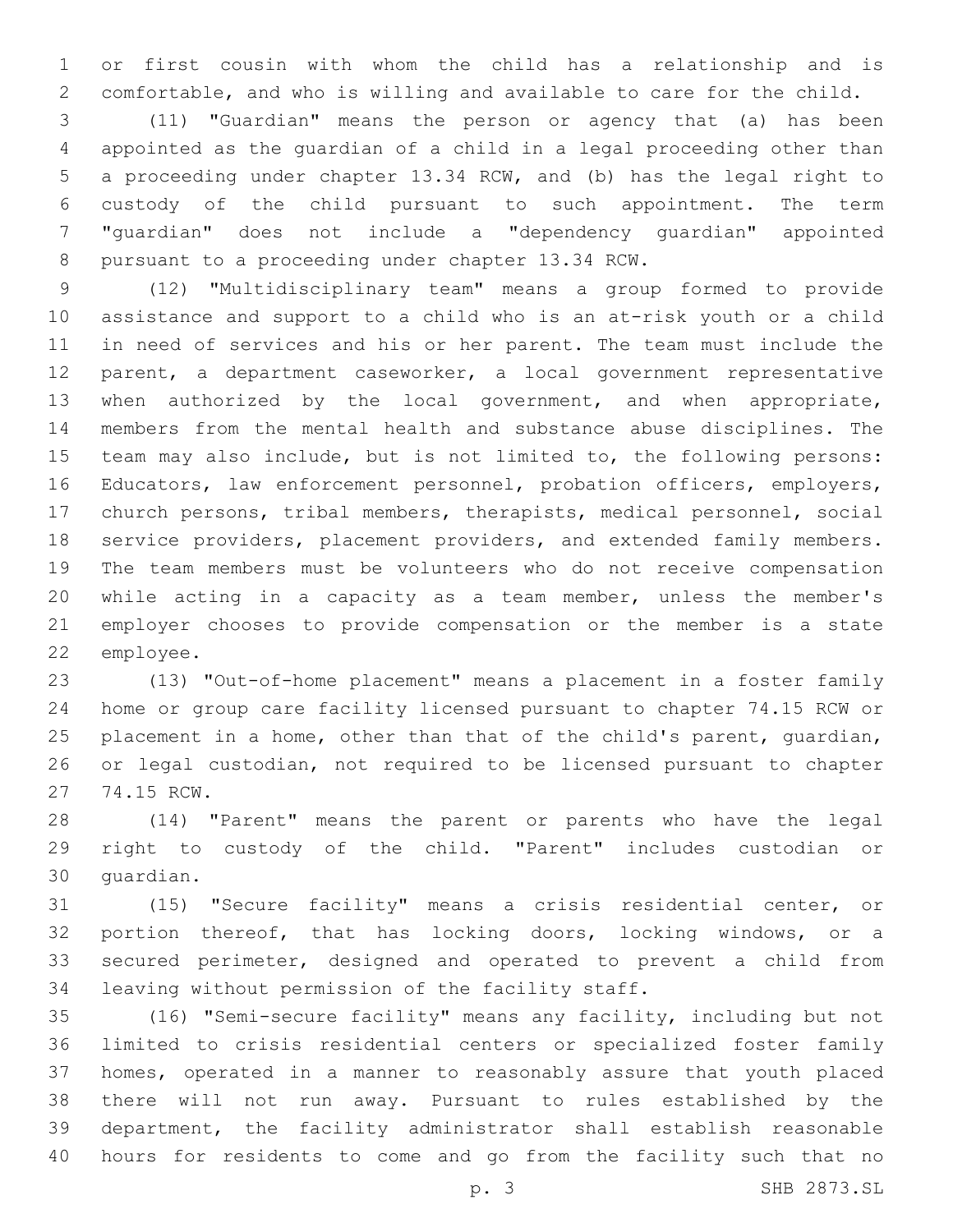or first cousin with whom the child has a relationship and is comfortable, and who is willing and available to care for the child.

(11) "Guardian" means the person or agency that (a) has been appointed as the guardian of a child in a legal proceeding other than a proceeding under chapter 13.34 RCW, and (b) has the legal right to custody of the child pursuant to such appointment. The term "guardian" does not include a "dependency guardian" appointed pursuant to a proceeding under chapter 13.34 RCW.

(12) "Multidisciplinary team" means a group formed to provide assistance and support to a child who is an at-risk youth or a child in need of services and his or her parent. The team must include the parent, a department caseworker, a local government representative when authorized by the local government, and when appropriate, members from the mental health and substance abuse disciplines. The team may also include, but is not limited to, the following persons: Educators, law enforcement personnel, probation officers, employers, church persons, tribal members, therapists, medical personnel, social service providers, placement providers, and extended family members. The team members must be volunteers who do not receive compensation while acting in a capacity as a team member, unless the member's employer chooses to provide compensation or the member is a state employee.

(13) "Out-of-home placement" means a placement in a foster family home or group care facility licensed pursuant to chapter 74.15 RCW or placement in a home, other than that of the child's parent, guardian, or legal custodian, not required to be licensed pursuant to chapter 74.15 RCW.

(14) "Parent" means the parent or parents who have the legal right to custody of the child. "Parent" includes custodian or guardian.

(15) "Secure facility" means a crisis residential center, or portion thereof, that has locking doors, locking windows, or a secured perimeter, designed and operated to prevent a child from leaving without permission of the facility staff.

(16) "Semi-secure facility" means any facility, including but not limited to crisis residential centers or specialized foster family homes, operated in a manner to reasonably assure that youth placed there will not run away. Pursuant to rules established by the department, the facility administrator shall establish reasonable hours for residents to come and go from the facility such that no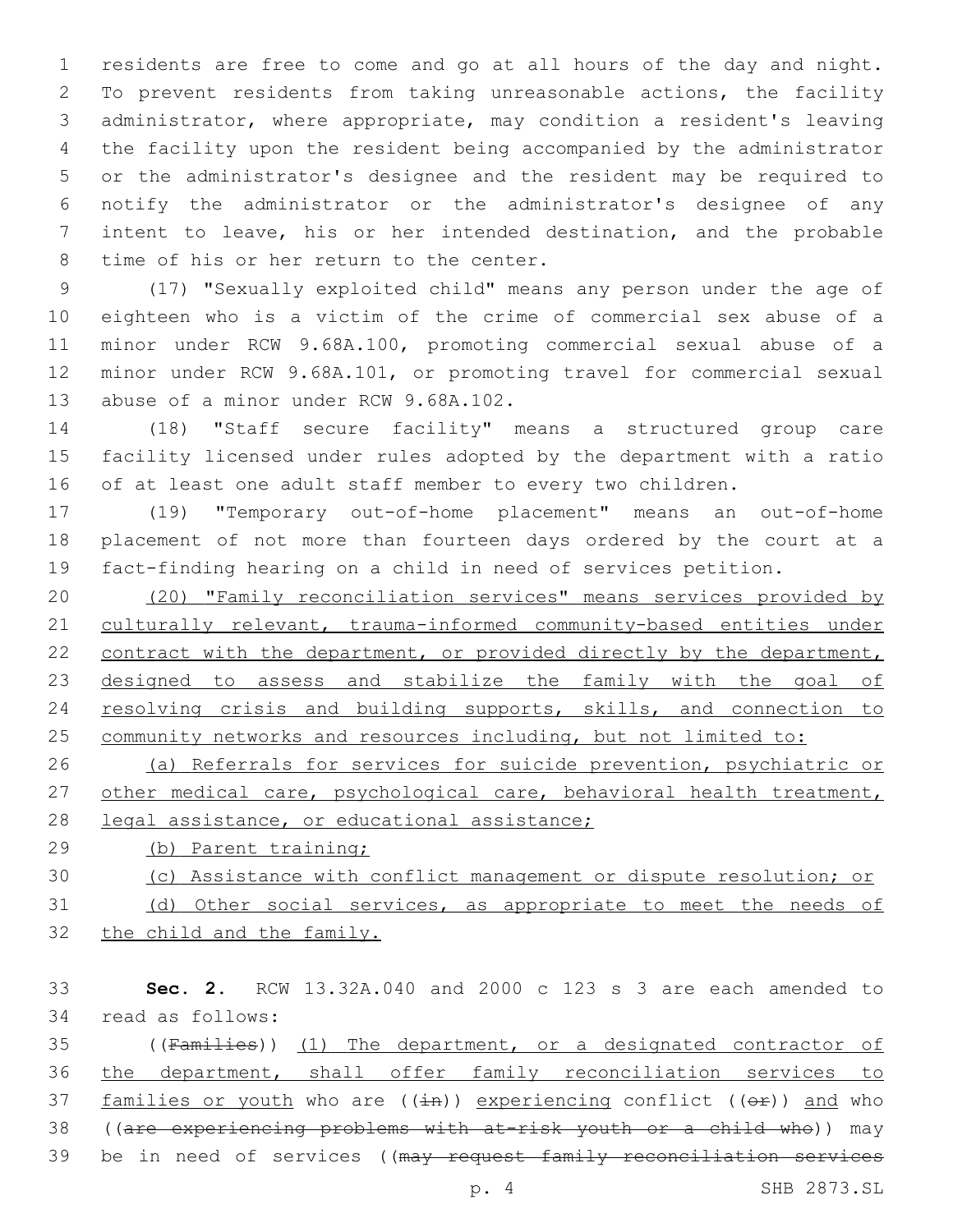residents are free to come and go at all hours of the day and night. To prevent residents from taking unreasonable actions, the facility administrator, where appropriate, may condition a resident's leaving the facility upon the resident being accompanied by the administrator or the administrator's designee and the resident may be required to notify the administrator or the administrator's designee of any intent to leave, his or her intended destination, and the probable time of his or her return to the center.

(17) "Sexually exploited child" means any person under the age of eighteen who is a victim of the crime of commercial sex abuse of a minor under RCW 9.68A.100, promoting commercial sexual abuse of a minor under RCW 9.68A.101, or promoting travel for commercial sexual abuse of a minor under RCW 9.68A.102.

(18) "Staff secure facility" means a structured group care facility licensed under rules adopted by the department with a ratio of at least one adult staff member to every two children.

(19) "Temporary out-of-home placement" means an out-of-home placement of not more than fourteen days ordered by the court at a fact-finding hearing on a child in need of services petition.

<u>(20) "Family reconciliation services" means services provided by culturally relevant, trauma-informed community-based entities under contract with the department, or provided directly by the department, designed to assess and stabilize the family with the goal of resolving crisis and building supports, skills, and connection to community networks and resources including, but not limited to:</u>

<u>(a) Referrals for services for suicide prevention, psychiatric or other medical care, psychological care, behavioral health treatment, legal assistance, or educational assistance;</u>

<u>(b) Parent training;</u>

<u>(c) Assistance with conflict management or dispute resolution; or</u>

<u>(d) Other social services, as appropriate to meet the needs of the child and the family.</u>

**Sec. 2.** RCW 13.32A.040 and 2000 c 123 s 3 are each amended to read as follows:

((~~Families~~)) <u>(1) The department, or a designated contractor of the department, shall offer family reconciliation services to families or youth</u> who are ((~~in~~)) <u>experiencing</u> conflict ((~~or~~)) <u>and</u> who ((~~are experiencing problems with at-risk youth or a child who~~)) may be in need of services ((~~may request family reconciliation services~~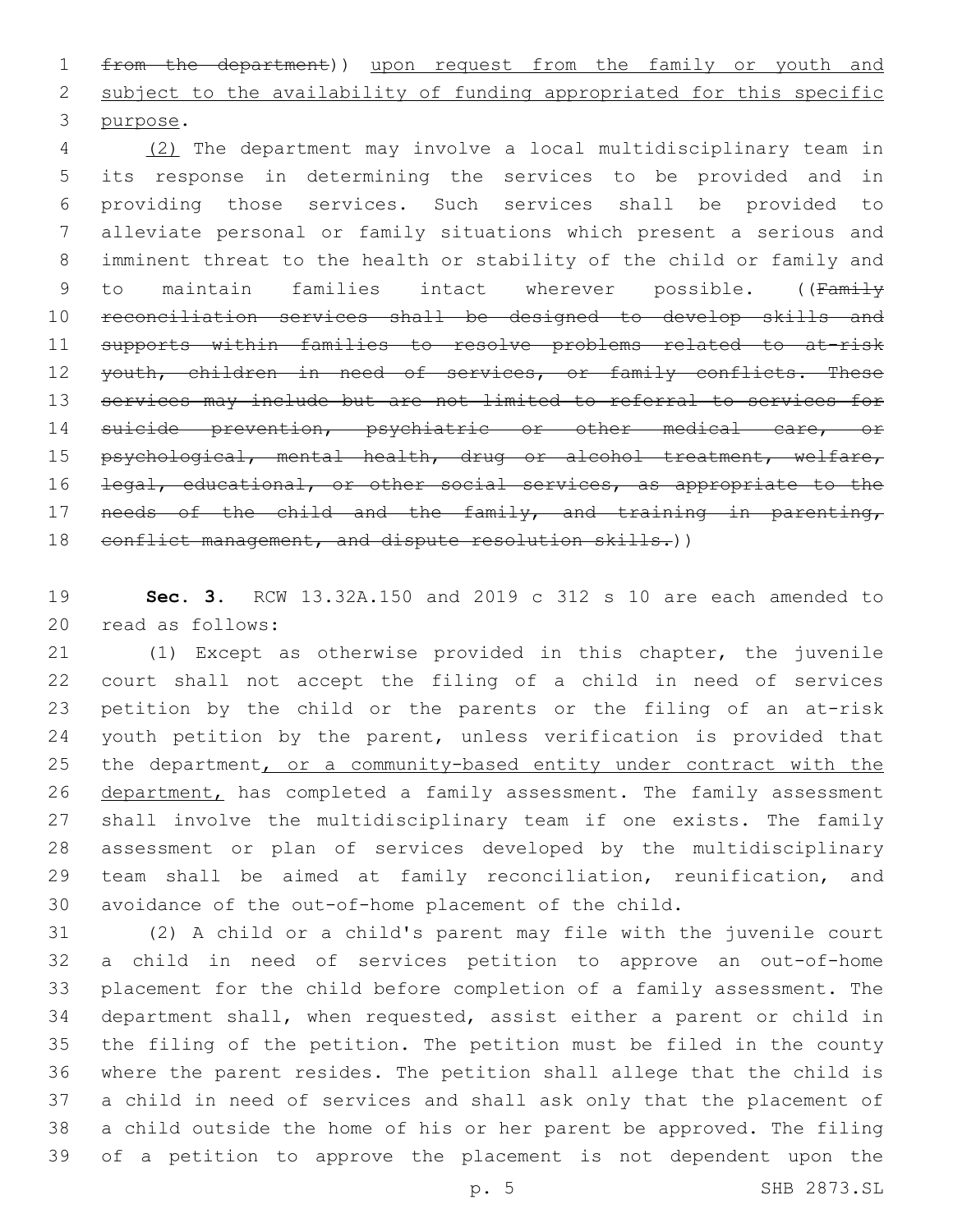~~from the department~~)) upon request from the family or youth and subject to the availability of funding appropriated for this specific purpose.

(2) The department may involve a local multidisciplinary team in its response in determining the services to be provided and in providing those services. Such services shall be provided to alleviate personal or family situations which present a serious and imminent threat to the health or stability of the child or family and to maintain families intact wherever possible. ((~~Family reconciliation services shall be designed to develop skills and supports within families to resolve problems related to at-risk youth, children in need of services, or family conflicts. These services may include but are not limited to referral to services for suicide prevention, psychiatric or other medical care, or psychological, mental health, drug or alcohol treatment, welfare, legal, educational, or other social services, as appropriate to the needs of the child and the family, and training in parenting, conflict management, and dispute resolution skills.~~))

**Sec. 3.** RCW 13.32A.150 and 2019 c 312 s 10 are each amended to read as follows:

(1) Except as otherwise provided in this chapter, the juvenile court shall not accept the filing of a child in need of services petition by the child or the parents or the filing of an at-risk youth petition by the parent, unless verification is provided that the department, or a community-based entity under contract with the department, has completed a family assessment. The family assessment shall involve the multidisciplinary team if one exists. The family assessment or plan of services developed by the multidisciplinary team shall be aimed at family reconciliation, reunification, and avoidance of the out-of-home placement of the child.

(2) A child or a child's parent may file with the juvenile court a child in need of services petition to approve an out-of-home placement for the child before completion of a family assessment. The department shall, when requested, assist either a parent or child in the filing of the petition. The petition must be filed in the county where the parent resides. The petition shall allege that the child is a child in need of services and shall ask only that the placement of a child outside the home of his or her parent be approved. The filing of a petition to approve the placement is not dependent upon the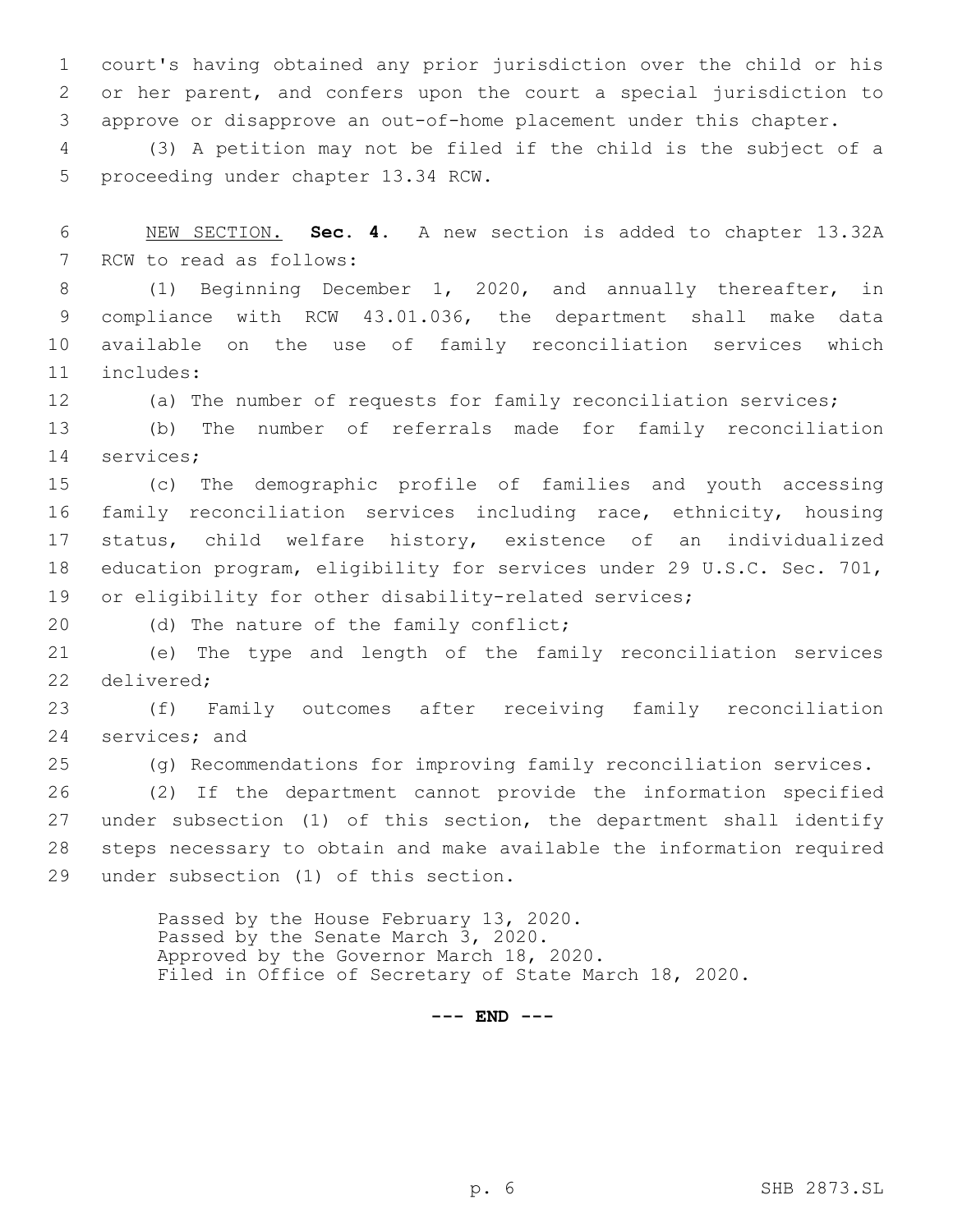court's having obtained any prior jurisdiction over the child or his or her parent, and confers upon the court a special jurisdiction to approve or disapprove an out-of-home placement under this chapter.

(3) A petition may not be filed if the child is the subject of a proceeding under chapter 13.34 RCW.

NEW SECTION. **Sec. 4.** A new section is added to chapter 13.32A RCW to read as follows:

(1) Beginning December 1, 2020, and annually thereafter, in compliance with RCW 43.01.036, the department shall make data available on the use of family reconciliation services which includes:

(a) The number of requests for family reconciliation services;

(b) The number of referrals made for family reconciliation services;

(c) The demographic profile of families and youth accessing family reconciliation services including race, ethnicity, housing status, child welfare history, existence of an individualized education program, eligibility for services under 29 U.S.C. Sec. 701, or eligibility for other disability-related services;

(d) The nature of the family conflict;

(e) The type and length of the family reconciliation services delivered;

(f) Family outcomes after receiving family reconciliation services; and

(g) Recommendations for improving family reconciliation services.

(2) If the department cannot provide the information specified under subsection (1) of this section, the department shall identify steps necessary to obtain and make available the information required under subsection (1) of this section.

Passed by the House February 13, 2020.
Passed by the Senate March 3, 2020.
Approved by the Governor March 18, 2020.
Filed in Office of Secretary of State March 18, 2020.

**--- END ---**